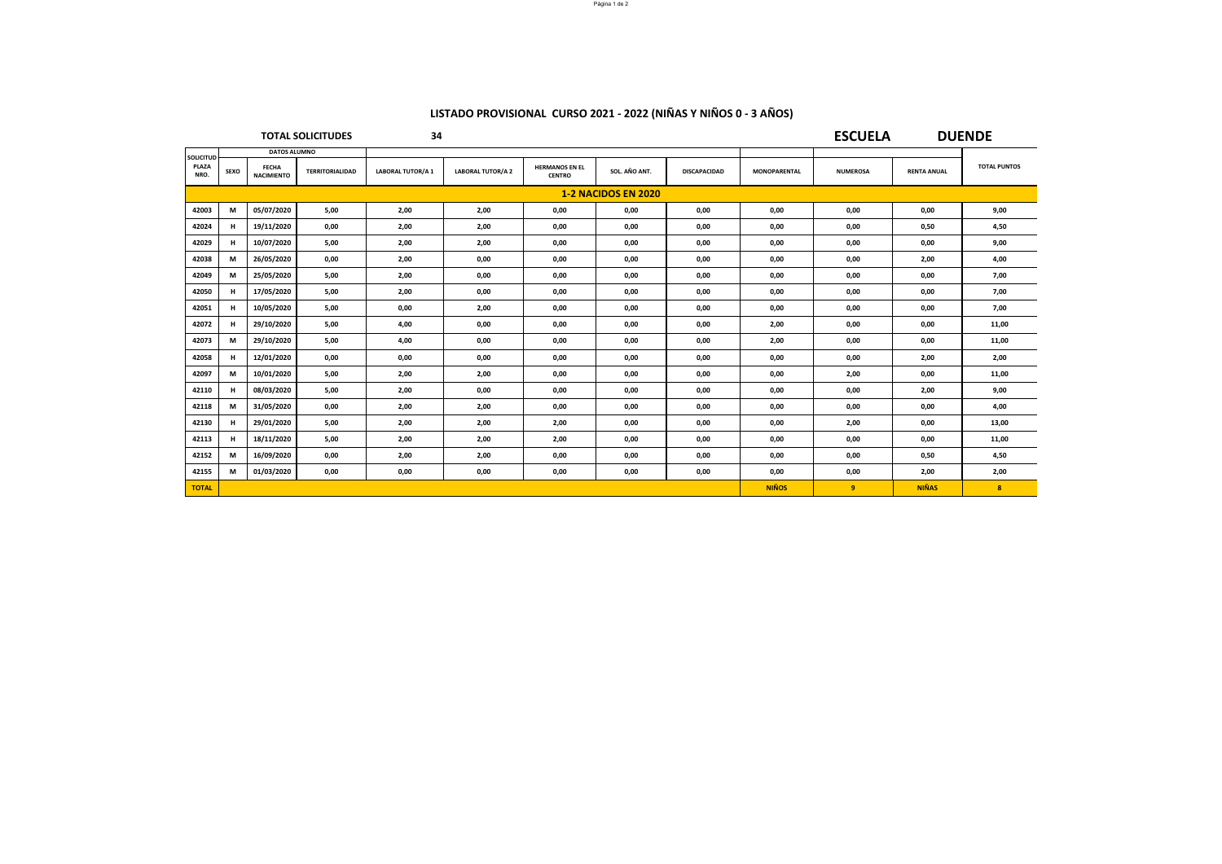# LISTADO PROVISIONAL CURSO 2021 - 2022 (NIÑAS Y NIÑOS 0 - 3 AÑOS)

**TOTAL SOLICITUDES** 34

**ESCUELA** DUENDE

| SOLICITUD PLAZA NRO. | DATOS ALUMNO | | | | | | | | | | | |
|---|---|---|---|---|---|---|---|---|---|---|---|---|
| | SEXO | FECHA NACIMIENTO | TERRITORIALIDAD | LABORAL TUTOR/A 1 | LABORAL TUTOR/A 2 | HERMANOS EN EL CENTRO | SOL. AÑO ANT. | DISCAPACIDAD | MONOPARENTAL | NUMEROSA | RENTA ANUAL | TOTAL PUNTOS |
| **1-2 NACIDOS EN 2020** | | | | | | | | | | | | |
| 42003 | M | 05/07/2020 | 5,00 | 2,00 | 2,00 | 0,00 | 0,00 | 0,00 | 0,00 | 0,00 | 0,00 | 9,00 |
| 42024 | H | 19/11/2020 | 0,00 | 2,00 | 2,00 | 0,00 | 0,00 | 0,00 | 0,00 | 0,00 | 0,50 | 4,50 |
| 42029 | H | 10/07/2020 | 5,00 | 2,00 | 2,00 | 0,00 | 0,00 | 0,00 | 0,00 | 0,00 | 0,00 | 9,00 |
| 42038 | M | 26/05/2020 | 0,00 | 2,00 | 0,00 | 0,00 | 0,00 | 0,00 | 0,00 | 0,00 | 2,00 | 4,00 |
| 42049 | M | 25/05/2020 | 5,00 | 2,00 | 0,00 | 0,00 | 0,00 | 0,00 | 0,00 | 0,00 | 0,00 | 7,00 |
| 42050 | H | 17/05/2020 | 5,00 | 2,00 | 0,00 | 0,00 | 0,00 | 0,00 | 0,00 | 0,00 | 0,00 | 7,00 |
| 42051 | H | 10/05/2020 | 5,00 | 0,00 | 2,00 | 0,00 | 0,00 | 0,00 | 0,00 | 0,00 | 0,00 | 7,00 |
| 42072 | H | 29/10/2020 | 5,00 | 4,00 | 0,00 | 0,00 | 0,00 | 0,00 | 2,00 | 0,00 | 0,00 | 11,00 |
| 42073 | M | 29/10/2020 | 5,00 | 4,00 | 0,00 | 0,00 | 0,00 | 0,00 | 2,00 | 0,00 | 0,00 | 11,00 |
| 42058 | H | 12/01/2020 | 0,00 | 0,00 | 0,00 | 0,00 | 0,00 | 0,00 | 0,00 | 0,00 | 2,00 | 2,00 |
| 42097 | M | 10/01/2020 | 5,00 | 2,00 | 2,00 | 0,00 | 0,00 | 0,00 | 0,00 | 2,00 | 0,00 | 11,00 |
| 42110 | H | 08/03/2020 | 5,00 | 2,00 | 0,00 | 0,00 | 0,00 | 0,00 | 0,00 | 0,00 | 2,00 | 9,00 |
| 42118 | M | 31/05/2020 | 0,00 | 2,00 | 2,00 | 0,00 | 0,00 | 0,00 | 0,00 | 0,00 | 0,00 | 4,00 |
| 42130 | H | 29/01/2020 | 5,00 | 2,00 | 2,00 | 2,00 | 0,00 | 0,00 | 0,00 | 2,00 | 0,00 | 13,00 |
| 42113 | H | 18/11/2020 | 5,00 | 2,00 | 2,00 | 2,00 | 0,00 | 0,00 | 0,00 | 0,00 | 0,00 | 11,00 |
| 42152 | M | 16/09/2020 | 0,00 | 2,00 | 2,00 | 0,00 | 0,00 | 0,00 | 0,00 | 0,00 | 0,50 | 4,50 |
| 42155 | M | 01/03/2020 | 0,00 | 0,00 | 0,00 | 0,00 | 0,00 | 0,00 | 0,00 | 0,00 | 2,00 | 2,00 |
| **TOTAL** | | | | | | | | | **NIÑOS** | **9** | **NIÑAS** | **8** |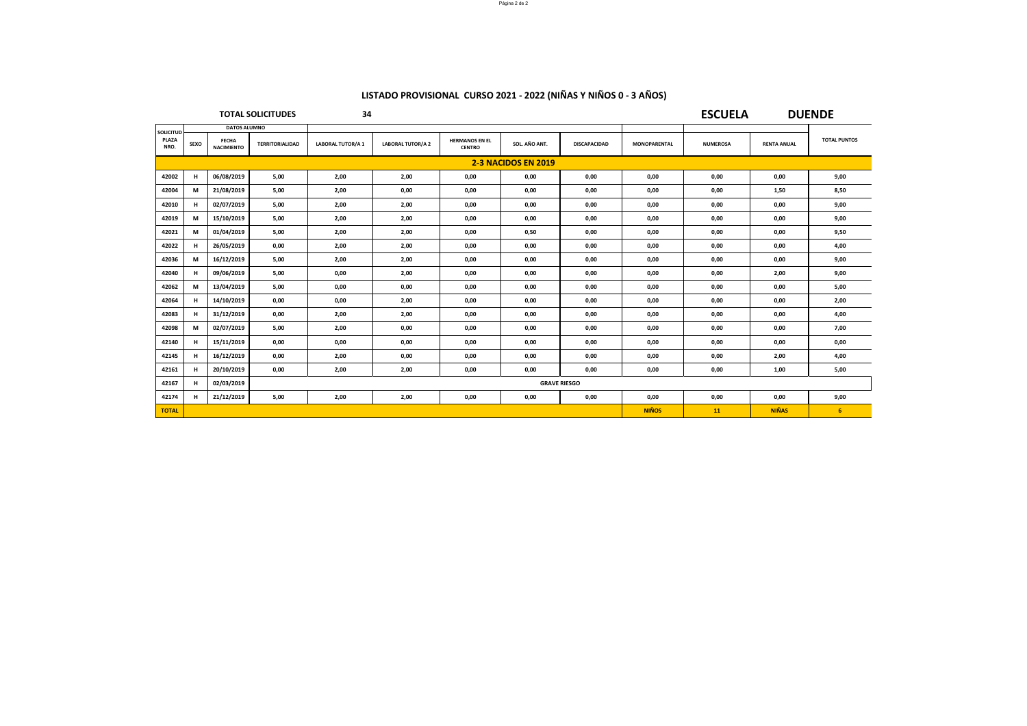## LISTADO PROVISIONAL CURSO 2021 - 2022 (NIÑAS Y NIÑOS 0 - 3 AÑOS)

**TOTAL SOLICITUDES** 34 **ESCUELA** **DUENDE**

| SOLICITUD PLAZA NRO. | DATOS ALUMNO | | | | | | | | | | | |
|---|---|---|---|---|---|---|---|---|---|---|---|---|
| | SEXO | FECHA NACIMIENTO | TERRITORIALIDAD | LABORAL TUTOR/A 1 | LABORAL TUTOR/A 2 | HERMANOS EN EL CENTRO | SOL. AÑO ANT. | DISCAPACIDAD | MONOPARENTAL | NUMEROSA | RENTA ANUAL | TOTAL PUNTOS |
| **2-3 NACIDOS EN 2019** | | | | | | | | | | | | |
| 42002 | H | 06/08/2019 | 5,00 | 2,00 | 2,00 | 0,00 | 0,00 | 0,00 | 0,00 | 0,00 | 0,00 | 9,00 |
| 42004 | M | 21/08/2019 | 5,00 | 2,00 | 0,00 | 0,00 | 0,00 | 0,00 | 0,00 | 0,00 | 1,50 | 8,50 |
| 42010 | H | 02/07/2019 | 5,00 | 2,00 | 2,00 | 0,00 | 0,00 | 0,00 | 0,00 | 0,00 | 0,00 | 9,00 |
| 42019 | M | 15/10/2019 | 5,00 | 2,00 | 2,00 | 0,00 | 0,00 | 0,00 | 0,00 | 0,00 | 0,00 | 9,00 |
| 42021 | M | 01/04/2019 | 5,00 | 2,00 | 2,00 | 0,00 | 0,50 | 0,00 | 0,00 | 0,00 | 0,00 | 9,50 |
| 42022 | H | 26/05/2019 | 0,00 | 2,00 | 2,00 | 0,00 | 0,00 | 0,00 | 0,00 | 0,00 | 0,00 | 4,00 |
| 42036 | M | 16/12/2019 | 5,00 | 2,00 | 2,00 | 0,00 | 0,00 | 0,00 | 0,00 | 0,00 | 0,00 | 9,00 |
| 42040 | H | 09/06/2019 | 5,00 | 0,00 | 2,00 | 0,00 | 0,00 | 0,00 | 0,00 | 0,00 | 2,00 | 9,00 |
| 42062 | M | 13/04/2019 | 5,00 | 0,00 | 0,00 | 0,00 | 0,00 | 0,00 | 0,00 | 0,00 | 0,00 | 5,00 |
| 42064 | H | 14/10/2019 | 0,00 | 0,00 | 2,00 | 0,00 | 0,00 | 0,00 | 0,00 | 0,00 | 0,00 | 2,00 |
| 42083 | H | 31/12/2019 | 0,00 | 2,00 | 2,00 | 0,00 | 0,00 | 0,00 | 0,00 | 0,00 | 0,00 | 4,00 |
| 42098 | M | 02/07/2019 | 5,00 | 2,00 | 0,00 | 0,00 | 0,00 | 0,00 | 0,00 | 0,00 | 0,00 | 7,00 |
| 42140 | H | 15/11/2019 | 0,00 | 0,00 | 0,00 | 0,00 | 0,00 | 0,00 | 0,00 | 0,00 | 0,00 | 0,00 |
| 42145 | H | 16/12/2019 | 0,00 | 2,00 | 0,00 | 0,00 | 0,00 | 0,00 | 0,00 | 0,00 | 2,00 | 4,00 |
| 42161 | H | 20/10/2019 | 0,00 | 2,00 | 2,00 | 0,00 | 0,00 | 0,00 | 0,00 | 0,00 | 1,00 | 5,00 |
| 42167 | H | 02/03/2019 | GRAVE RIESGO | | | | | | | | | |
| 42174 | H | 21/12/2019 | 5,00 | 2,00 | 2,00 | 0,00 | 0,00 | 0,00 | 0,00 | 0,00 | 0,00 | 9,00 |
| **TOTAL** | | | | | | | | | **NIÑOS** | **11** | **NIÑAS** | **6** |